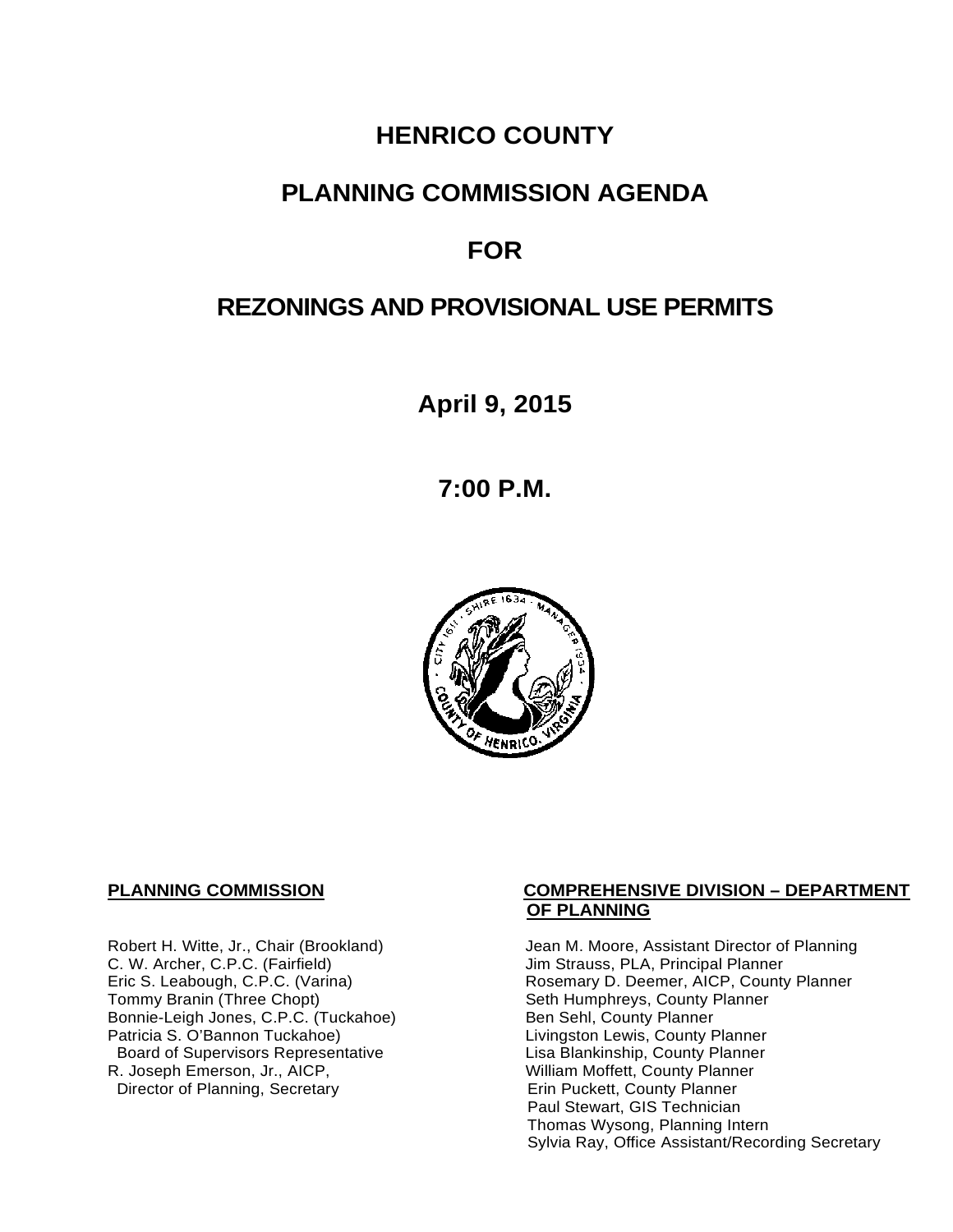# HENRICO COUNTY

# PLANNING COMMISSION AGENDA

# FOR

# REZONINGS AND PROVISIONAL USE PERMITS

**April 9, 2015**

**7:00 P.M.**

**PLANNING COMMISSION**

Robert H. Witte, Jr., Chair (Brookland)
C. W. Archer, C.P.C. (Fairfield)
Eric S. Leabough, C.P.C. (Varina)
Tommy Branin (Three Chopt)
Bonnie-Leigh Jones, C.P.C. (Tuckahoe)
Patricia S. O'Bannon Tuckahoe)
Board of Supervisors Representative
R. Joseph Emerson, Jr., AICP,
Director of Planning, Secretary

**COMPREHENSIVE DIVISION – DEPARTMENT OF PLANNING**

Jean M. Moore, Assistant Director of Planning
Jim Strauss, PLA, Principal Planner
Rosemary D. Deemer, AICP, County Planner
Seth Humphreys, County Planner
Ben Sehl, County Planner
Livingston Lewis, County Planner
Lisa Blankinship, County Planner
William Moffett, County Planner
Erin Puckett, County Planner
Paul Stewart, GIS Technician
Thomas Wysong, Planning Intern
Sylvia Ray, Office Assistant/Recording Secretary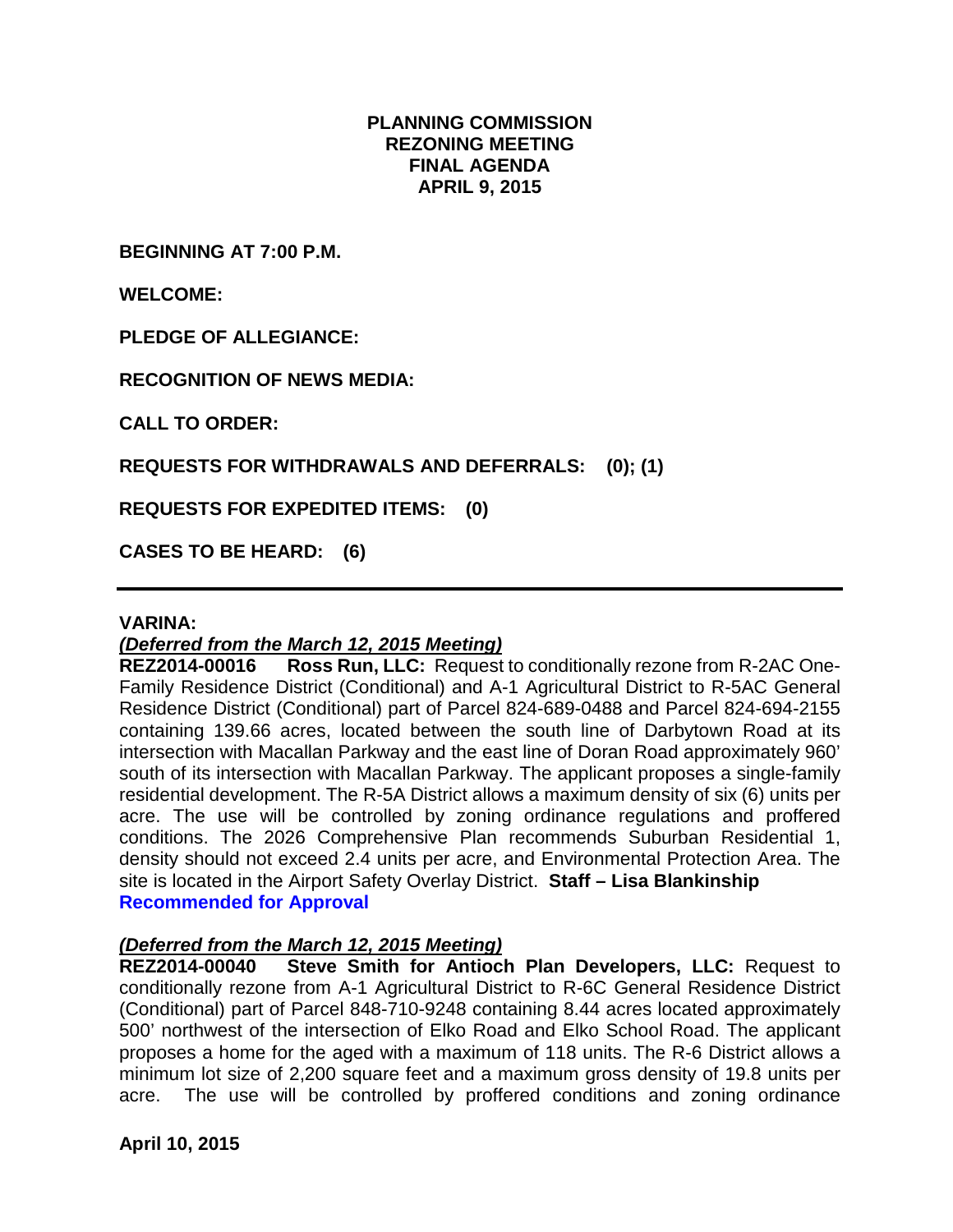**PLANNING COMMISSION**
**REZONING MEETING**
**FINAL AGENDA**
**APRIL 9, 2015**

**BEGINNING AT 7:00 P.M.**

**WELCOME:**

**PLEDGE OF ALLEGIANCE:**

**RECOGNITION OF NEWS MEDIA:**

**CALL TO ORDER:**

**REQUESTS FOR WITHDRAWALS AND DEFERRALS: (0); (1)**

**REQUESTS FOR EXPEDITED ITEMS: (0)**

**CASES TO BE HEARD: (6)**

---

**VARINA:**

***(Deferred from the March 12, 2015 Meeting)***

**REZ2014-00016 Ross Run, LLC:** Request to conditionally rezone from R-2AC One-Family Residence District (Conditional) and A-1 Agricultural District to R-5AC General Residence District (Conditional) part of Parcel 824-689-0488 and Parcel 824-694-2155 containing 139.66 acres, located between the south line of Darbytown Road at its intersection with Macallan Parkway and the east line of Doran Road approximately 960' south of its intersection with Macallan Parkway. The applicant proposes a single-family residential development. The R-5A District allows a maximum density of six (6) units per acre. The use will be controlled by zoning ordinance regulations and proffered conditions. The 2026 Comprehensive Plan recommends Suburban Residential 1, density should not exceed 2.4 units per acre, and Environmental Protection Area. The site is located in the Airport Safety Overlay District. **Staff – Lisa Blankinship**
**Recommended for Approval**

***(Deferred from the March 12, 2015 Meeting)***

**REZ2014-00040 Steve Smith for Antioch Plan Developers, LLC:** Request to conditionally rezone from A-1 Agricultural District to R-6C General Residence District (Conditional) part of Parcel 848-710-9248 containing 8.44 acres located approximately 500' northwest of the intersection of Elko Road and Elko School Road. The applicant proposes a home for the aged with a maximum of 118 units. The R-6 District allows a minimum lot size of 2,200 square feet and a maximum gross density of 19.8 units per acre. The use will be controlled by proffered conditions and zoning ordinance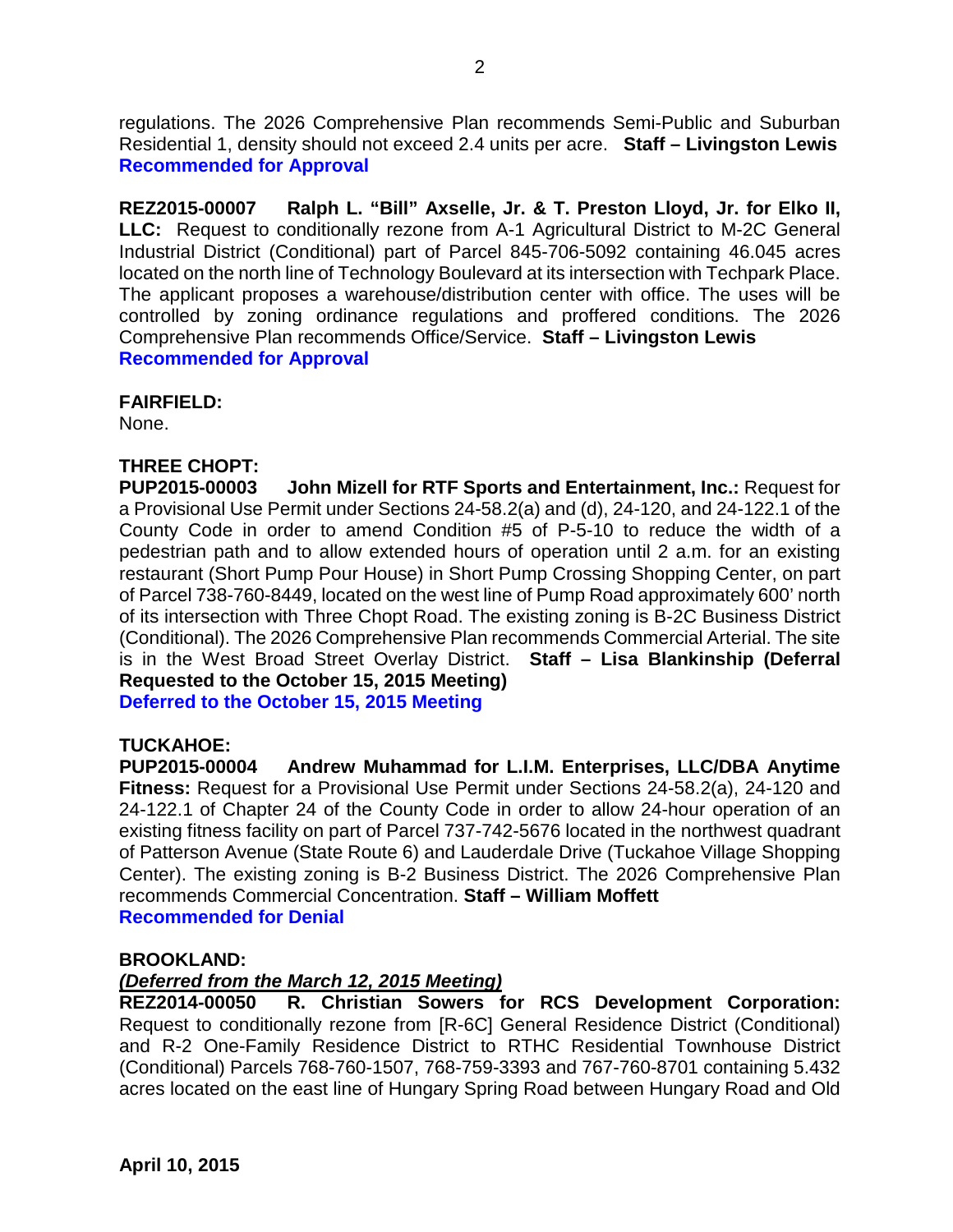regulations. The 2026 Comprehensive Plan recommends Semi-Public and Suburban Residential 1, density should not exceed 2.4 units per acre. **Staff – Livingston Lewis**
**Recommended for Approval**

**REZ2015-00007 Ralph L. "Bill" Axselle, Jr. & T. Preston Lloyd, Jr. for Elko II, LLC:** Request to conditionally rezone from A-1 Agricultural District to M-2C General Industrial District (Conditional) part of Parcel 845-706-5092 containing 46.045 acres located on the north line of Technology Boulevard at its intersection with Techpark Place. The applicant proposes a warehouse/distribution center with office. The uses will be controlled by zoning ordinance regulations and proffered conditions. The 2026 Comprehensive Plan recommends Office/Service. **Staff – Livingston Lewis**
**Recommended for Approval**

**FAIRFIELD:**
None.

**THREE CHOPT:**
**PUP2015-00003 John Mizell for RTF Sports and Entertainment, Inc.:** Request for a Provisional Use Permit under Sections 24-58.2(a) and (d), 24-120, and 24-122.1 of the County Code in order to amend Condition #5 of P-5-10 to reduce the width of a pedestrian path and to allow extended hours of operation until 2 a.m. for an existing restaurant (Short Pump Pour House) in Short Pump Crossing Shopping Center, on part of Parcel 738-760-8449, located on the west line of Pump Road approximately 600' north of its intersection with Three Chopt Road. The existing zoning is B-2C Business District (Conditional). The 2026 Comprehensive Plan recommends Commercial Arterial. The site is in the West Broad Street Overlay District. **Staff – Lisa Blankinship (Deferral Requested to the October 15, 2015 Meeting)**
**Deferred to the October 15, 2015 Meeting**

**TUCKAHOE:**
**PUP2015-00004 Andrew Muhammad for L.I.M. Enterprises, LLC/DBA Anytime Fitness:** Request for a Provisional Use Permit under Sections 24-58.2(a), 24-120 and 24-122.1 of Chapter 24 of the County Code in order to allow 24-hour operation of an existing fitness facility on part of Parcel 737-742-5676 located in the northwest quadrant of Patterson Avenue (State Route 6) and Lauderdale Drive (Tuckahoe Village Shopping Center). The existing zoning is B-2 Business District. The 2026 Comprehensive Plan recommends Commercial Concentration. **Staff – William Moffett**
**Recommended for Denial**

**BROOKLAND:**
***(Deferred from the March 12, 2015 Meeting)***
**REZ2014-00050 R. Christian Sowers for RCS Development Corporation:** Request to conditionally rezone from [R-6C] General Residence District (Conditional) and R-2 One-Family Residence District to RTHC Residential Townhouse District (Conditional) Parcels 768-760-1507, 768-759-3393 and 767-760-8701 containing 5.432 acres located on the east line of Hungary Spring Road between Hungary Road and Old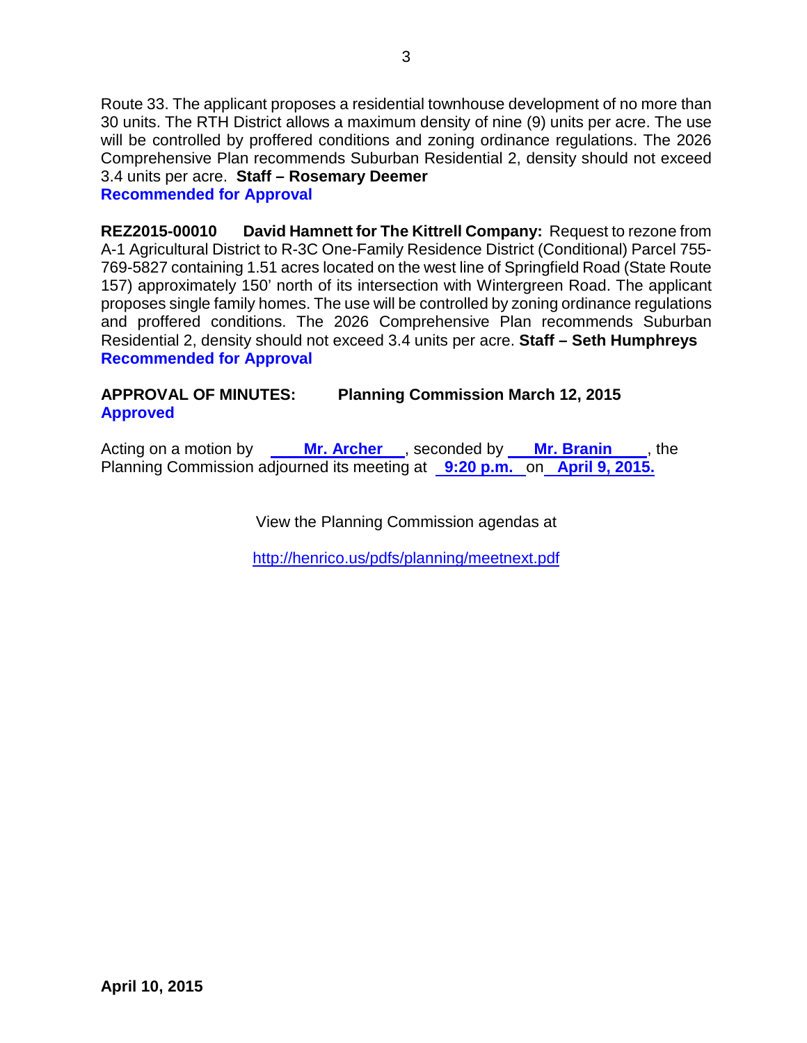Route 33. The applicant proposes a residential townhouse development of no more than 30 units. The RTH District allows a maximum density of nine (9) units per acre. The use will be controlled by proffered conditions and zoning ordinance regulations. The 2026 Comprehensive Plan recommends Suburban Residential 2, density should not exceed 3.4 units per acre. **Staff – Rosemary Deemer**
**Recommended for Approval**

**REZ2015-00010 David Hamnett for The Kittrell Company:** Request to rezone from A-1 Agricultural District to R-3C One-Family Residence District (Conditional) Parcel 755-769-5827 containing 1.51 acres located on the west line of Springfield Road (State Route 157) approximately 150' north of its intersection with Wintergreen Road. The applicant proposes single family homes. The use will be controlled by zoning ordinance regulations and proffered conditions. The 2026 Comprehensive Plan recommends Suburban Residential 2, density should not exceed 3.4 units per acre. **Staff – Seth Humphreys**
**Recommended for Approval**

**APPROVAL OF MINUTES: Planning Commission March 12, 2015**
**Approved**

Acting on a motion by **Mr. Archer**, seconded by **Mr. Branin**, the Planning Commission adjourned its meeting at **9:20 p.m.** on **April 9, 2015.**

View the Planning Commission agendas at

http://henrico.us/pdfs/planning/meetnext.pdf

**April 10, 2015**